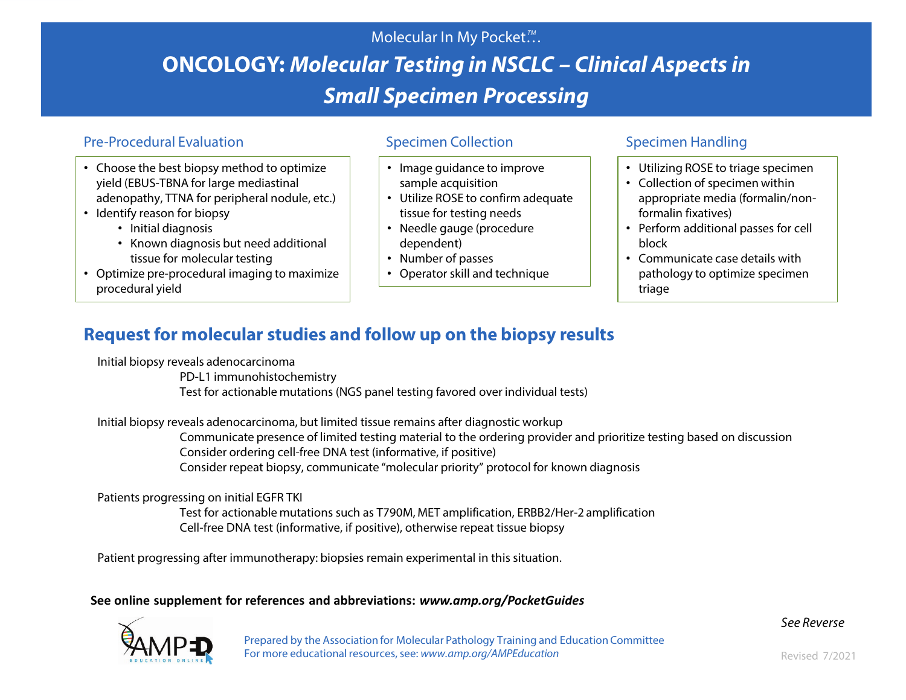Molecular In My Pocket™...

# ONCOLOGY: *Molecular Testing in NSCLC – Clinical Aspects in Small Specimen Processing*

## Pre-Procedural Evaluation

- Choose the best biopsy method to optimize yield (EBUS-TBNA for large mediastinal adenopathy, TTNA for peripheral nodule, etc.)
- Identify reason for biopsy
  - Initial diagnosis
  - Known diagnosis but need additional tissue for molecular testing
- Optimize pre-procedural imaging to maximize procedural yield

## Specimen Collection

- Image guidance to improve sample acquisition
- Utilize ROSE to confirm adequate tissue for testing needs
- Needle gauge (procedure dependent)
- Number of passes
- Operator skill and technique

## Specimen Handling

- Utilizing ROSE to triage specimen
- Collection of specimen within appropriate media (formalin/non-formalin fixatives)
- Perform additional passes for cell block
- Communicate case details with pathology to optimize specimen triage

## Request for molecular studies and follow up on the biopsy results

Initial biopsy reveals adenocarcinoma

- PD-L1 immunohistochemistry
- Test for actionable mutations (NGS panel testing favored over individual tests)

Initial biopsy reveals adenocarcinoma, but limited tissue remains after diagnostic workup

- Communicate presence of limited testing material to the ordering provider and prioritize testing based on discussion
- Consider ordering cell-free DNA test (informative, if positive)
- Consider repeat biopsy, communicate "molecular priority" protocol for known diagnosis

Patients progressing on initial EGFR TKI

- Test for actionable mutations such as T790M, MET amplification, ERBB2/Her-2 amplification
- Cell-free DNA test (informative, if positive), otherwise repeat tissue biopsy

Patient progressing after immunotherapy: biopsies remain experimental in this situation.

**See online supplement for references and abbreviations: *www.amp.org/PocketGuides***

Prepared by the Association for Molecular Pathology Training and Education Committee
For more educational resources, see: *www.amp.org/AMPEducation*

*See Reverse*

Revised 7/2021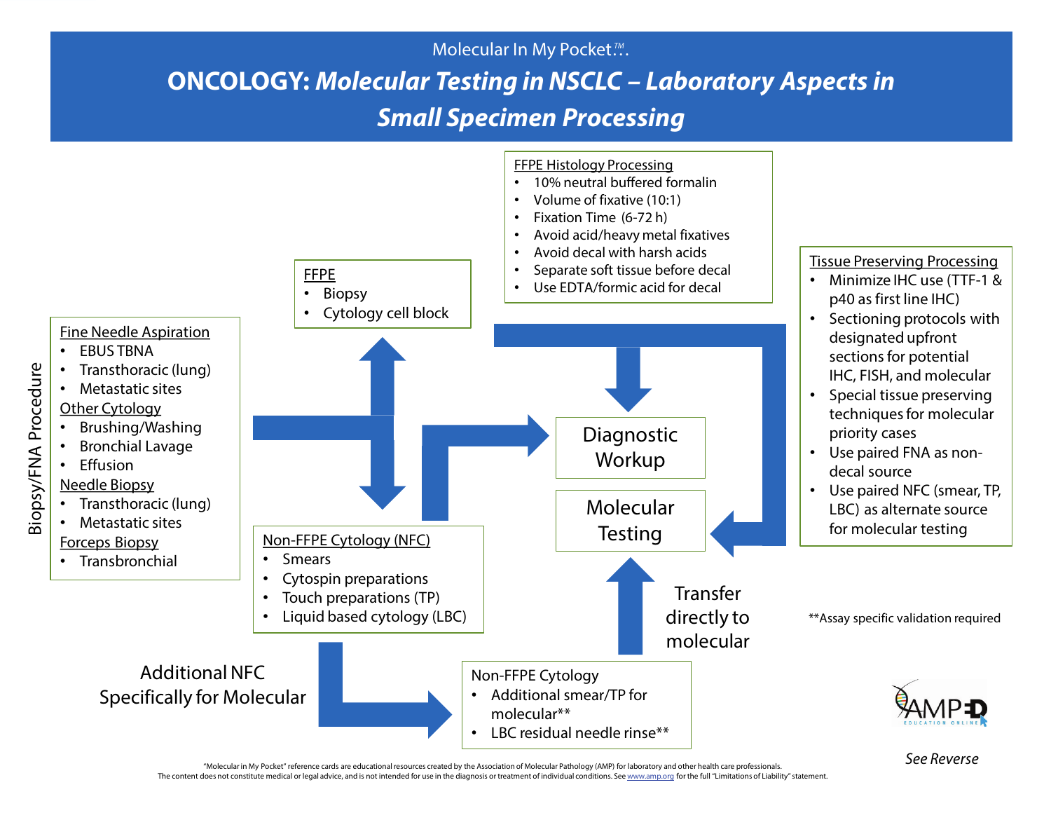Molecular In My Pocket™...

# ONCLOGY: *Molecular Testing in NSCLC – Laboratory Aspects in Small Specimen Processing*

Biopsy/FNA Procedure

<u>Fine Needle Aspiration</u>
- EBUS TBNA
- Transthoracic (lung)
- Metastatic sites

<u>Other Cytology</u>
- Brushing/Washing
- Bronchial Lavage
- Effusion

<u>Needle Biopsy</u>
- Transthoracic (lung)
- Metastatic sites

<u>Forceps Biopsy</u>
- Transbronchial

<u>FFPE</u>
- Biopsy
- Cytology cell block

<u>FFPE Histology Processing</u>
- 10% neutral buffered formalin
- Volume of fixative (10:1)
- Fixation Time (6-72 h)
- Avoid acid/heavy metal fixatives
- Avoid decal with harsh acids
- Separate soft tissue before decal
- Use EDTA/formic acid for decal

<u>Non-FFPE Cytology (NFC)</u>
- Smears
- Cytospin preparations
- Touch preparations (TP)
- Liquid based cytology (LBC)

Diagnostic Workup

Molecular Testing

Transfer directly to molecular

Additional NFC Specifically for Molecular

Non-FFPE Cytology
- Additional smear/TP for molecular**
- LBC residual needle rinse**

<u>Tissue Preserving Processing</u>
- Minimize IHC use (TTF-1 & p40 as first line IHC)
- Sectioning protocols with designated upfront sections for potential IHC, FISH, and molecular
- Special tissue preserving techniques for molecular priority cases
- Use paired FNA as non-decal source
- Use paired NFC (smear, TP, LBC) as alternate source for molecular testing

**Assay specific validation required

*See Reverse*

"Molecular in My Pocket" reference cards are educational resources created by the Association of Molecular Pathology (AMP) for laboratory and other health care professionals. The content does not constitute medical or legal advice, and is not intended for use in the diagnosis or treatment of individual conditions. See www.amp.org for the full "Limitations of Liability" statement.